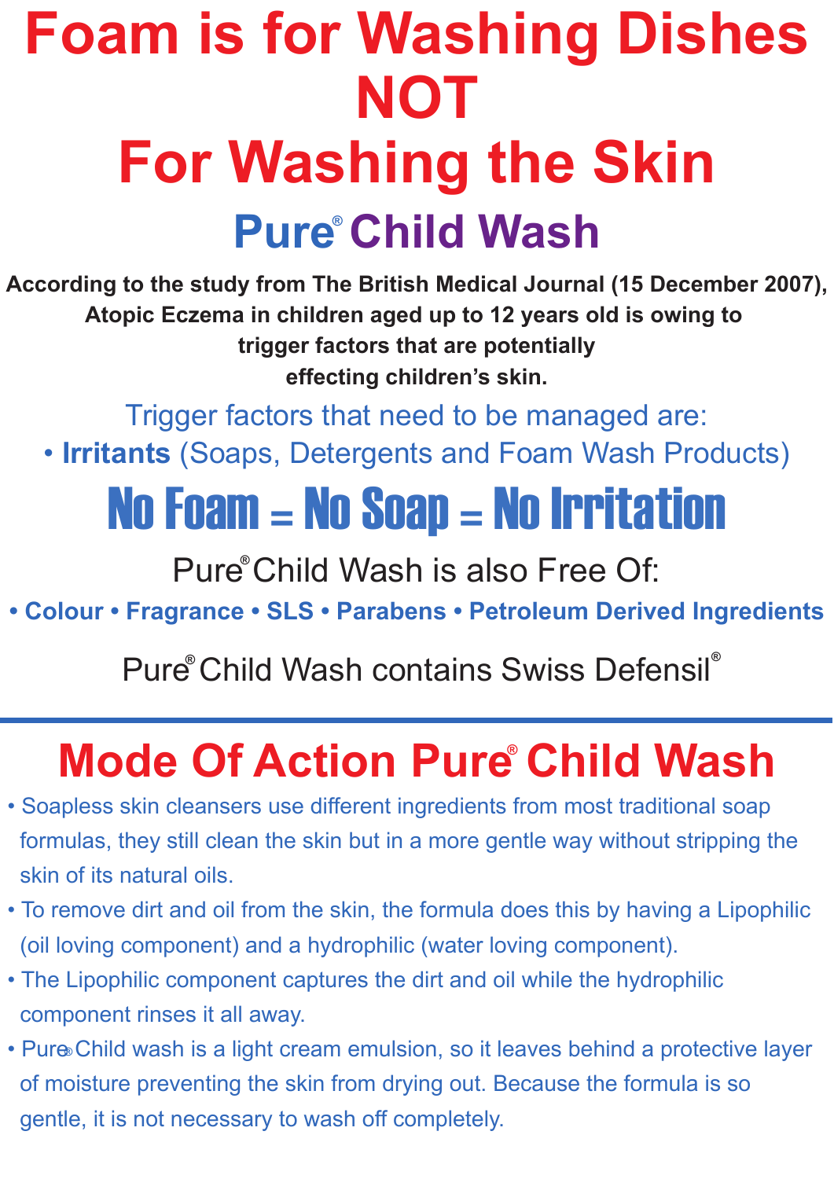# Foam is for Washing Dishes NOT For Washing the Skin

## Pure® Child Wash

**According to the study from The British Medical Journal (15 December 2007), Atopic Eczema in children aged up to 12 years old is owing to trigger factors that are potentially effecting children's skin.**

Trigger factors that need to be managed are:

- **Irritants** (Soaps, Detergents and Foam Wash Products)

## No Foam = No Soap = No Irritation

Pure® Child Wash is also Free Of:

**• Colour • Fragrance • SLS • Parabens • Petroleum Derived Ingredients**

Pure® Child Wash contains Swiss Defensil®

---

# Mode Of Action Pure® Child Wash

- Soapless skin cleansers use different ingredients from most traditional soap formulas, they still clean the skin but in a more gentle way without stripping the skin of its natural oils.
- To remove dirt and oil from the skin, the formula does this by having a Lipophilic (oil loving component) and a hydrophilic (water loving component).
- The Lipophilic component captures the dirt and oil while the hydrophilic component rinses it all away.
- Pure® Child wash is a light cream emulsion, so it leaves behind a protective layer of moisture preventing the skin from drying out. Because the formula is so gentle, it is not necessary to wash off completely.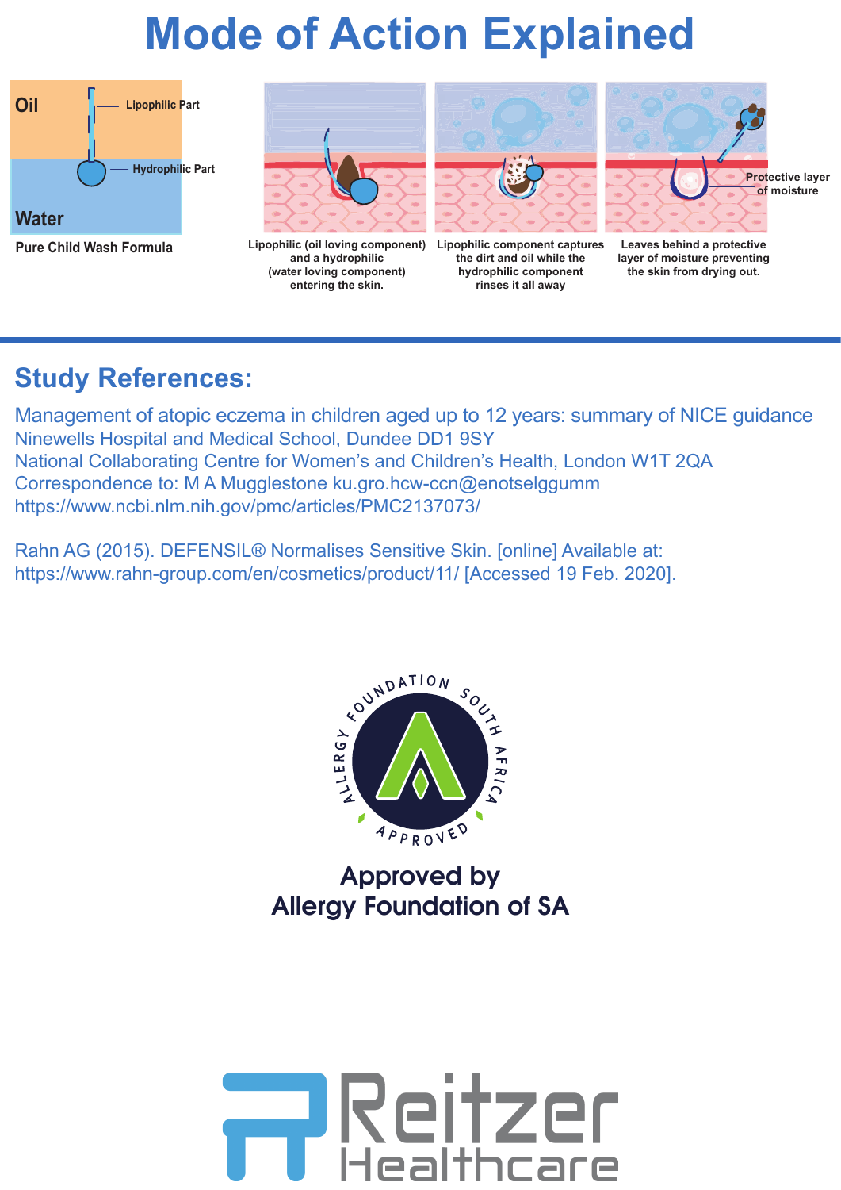# Mode of Action Explained

Oil

Lipophilic Part

Hydrophilic Part

Water

Pure Child Wash Formula

Lipophilic (oil loving component) and a hydrophilic (water loving component) entering the skin.

Lipophilic component captures the dirt and oil while the hydrophilic component rinses it all away

Protective layer of moisture

Leaves behind a protective layer of moisture preventing the skin from drying out.

## Study References:

Management of atopic eczema in children aged up to 12 years: summary of NICE guidance
Ninewells Hospital and Medical School, Dundee DD1 9SY
National Collaborating Centre for Women's and Children's Health, London W1T 2QA
Correspondence to: M A Mugglestone ku.gro.hcw-ccn@enotselggumm
https://www.ncbi.nlm.nih.gov/pmc/articles/PMC2137073/

Rahn AG (2015). DEFENSIL® Normalises Sensitive Skin. [online] Available at:
https://www.rahn-group.com/en/cosmetics/product/11/ [Accessed 19 Feb. 2020].

ALLERGY FOUNDATION SOUTH AFRICA APPROVED

**Approved by**
**Allergy Foundation of SA**

Reitzer Healthcare